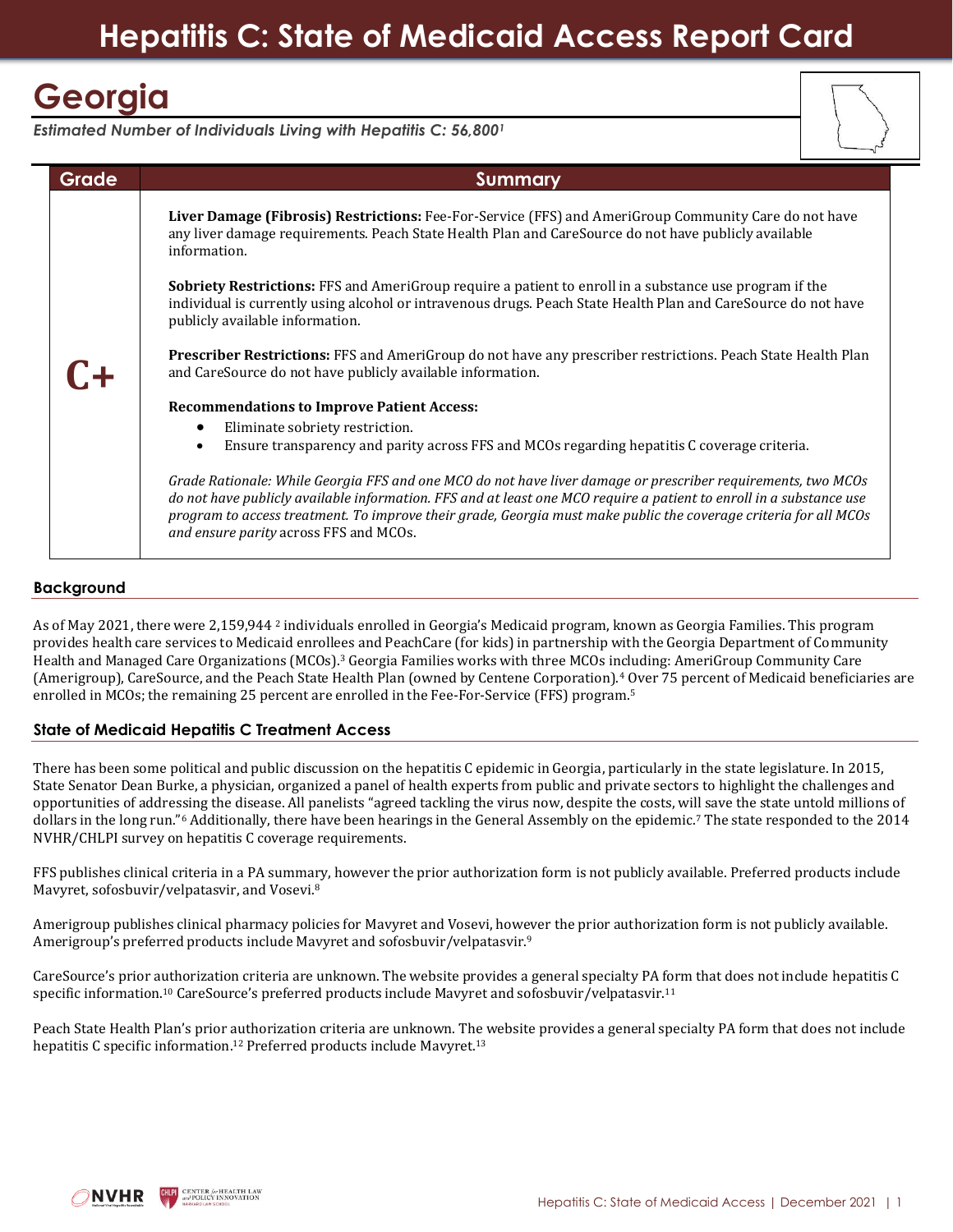# Hepatitis C: State of Medicaid Access Report Card

## Georgia

*Estimated Number of Individuals Living with Hepatitis C: 56,800[1]*

| Grade | Summary |
| --- | --- |
| C+ | **Liver Damage (Fibrosis) Restrictions:** Fee-For-Service (FFS) and AmeriGroup Community Care do not have any liver damage requirements. Peach State Health Plan and CareSource do not have publicly available information.<br><br>**Sobriety Restrictions:** FFS and AmeriGroup require a patient to enroll in a substance use program if the individual is currently using alcohol or intravenous drugs. Peach State Health Plan and CareSource do not have publicly available information.<br><br>**Prescriber Restrictions:** FFS and AmeriGroup do not have any prescriber restrictions. Peach State Health Plan and CareSource do not have publicly available information.<br><br>**Recommendations to Improve Patient Access:**<br>• Eliminate sobriety restriction.<br>• Ensure transparency and parity across FFS and MCOs regarding hepatitis C coverage criteria.<br><br>*Grade Rationale: While Georgia FFS and one MCO do not have liver damage or prescriber requirements, two MCOs do not have publicly available information. FFS and at least one MCO require a patient to enroll in a substance use program to access treatment. To improve their grade, Georgia must make public the coverage criteria for all MCOs and ensure parity* across FFS and MCOs. |

### Background

As of May 2021, there were 2,159,944 [2] individuals enrolled in Georgia's Medicaid program, known as Georgia Families. This program provides health care services to Medicaid enrollees and PeachCare (for kids) in partnership with the Georgia Department of Community Health and Managed Care Organizations (MCOs).[3] Georgia Families works with three MCOs including: AmeriGroup Community Care (Amerigroup), CareSource, and the Peach State Health Plan (owned by Centene Corporation).[4] Over 75 percent of Medicaid beneficiaries are enrolled in MCOs; the remaining 25 percent are enrolled in the Fee-For-Service (FFS) program.[5]

### State of Medicaid Hepatitis C Treatment Access

There has been some political and public discussion on the hepatitis C epidemic in Georgia, particularly in the state legislature. In 2015, State Senator Dean Burke, a physician, organized a panel of health experts from public and private sectors to highlight the challenges and opportunities of addressing the disease. All panelists "agreed tackling the virus now, despite the costs, will save the state untold millions of dollars in the long run."[6] Additionally, there have been hearings in the General Assembly on the epidemic.[7] The state responded to the 2014 NVHR/CHLPI survey on hepatitis C coverage requirements.

FFS publishes clinical criteria in a PA summary, however the prior authorization form is not publicly available. Preferred products include Mavyret, sofosbuvir/velpatasvir, and Vosevi.[8]

Amerigroup publishes clinical pharmacy policies for Mavyret and Vosevi, however the prior authorization form is not publicly available. Amerigroup's preferred products include Mavyret and sofosbuvir/velpatasvir.[9]

CareSource's prior authorization criteria are unknown. The website provides a general specialty PA form that does not include hepatitis C specific information.[10] CareSource's preferred products include Mavyret and sofosbuvir/velpatasvir.[11]

Peach State Health Plan's prior authorization criteria are unknown. The website provides a general specialty PA form that does not include hepatitis C specific information.[12] Preferred products include Mavyret.[13]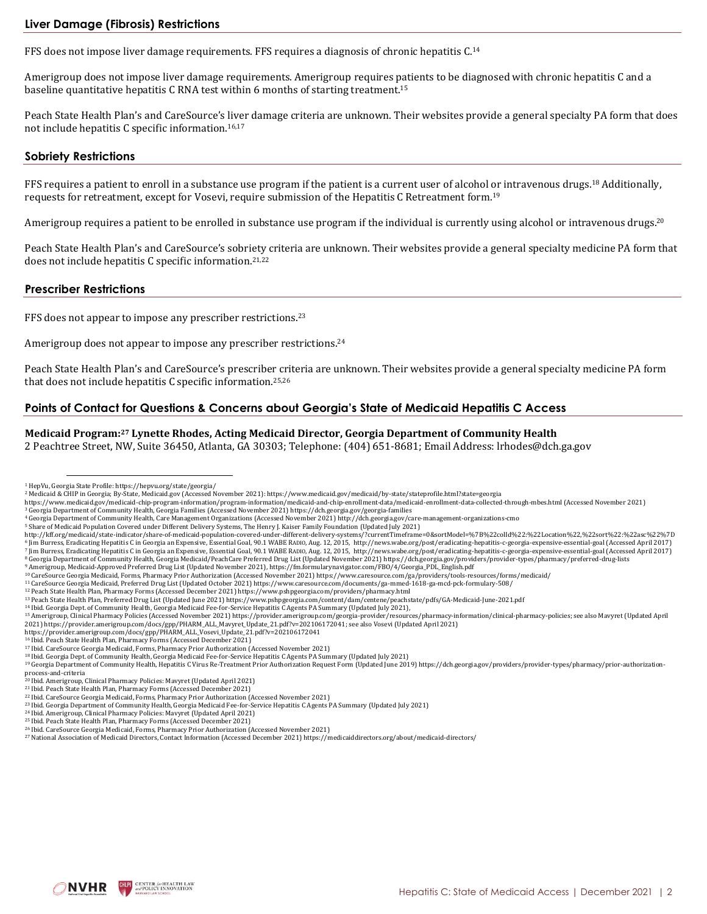## Liver Damage (Fibrosis) Restrictions

FFS does not impose liver damage requirements. FFS requires a diagnosis of chronic hepatitis C.[14]

Amerigroup does not impose liver damage requirements. Amerigroup requires patients to be diagnosed with chronic hepatitis C and a baseline quantitative hepatitis C RNA test within 6 months of starting treatment.[15]

Peach State Health Plan's and CareSource's liver damage criteria are unknown. Their websites provide a general specialty PA form that does not include hepatitis C specific information.[16,17]

## Sobriety Restrictions

FFS requires a patient to enroll in a substance use program if the patient is a current user of alcohol or intravenous drugs.[18] Additionally, requests for retreatment, except for Vosevi, require submission of the Hepatitis C Retreatment form.[19]

Amerigroup requires a patient to be enrolled in substance use program if the individual is currently using alcohol or intravenous drugs.[20]

Peach State Health Plan's and CareSource's sobriety criteria are unknown. Their websites provide a general specialty medicine PA form that does not include hepatitis C specific information.[21,22]

## Prescriber Restrictions

FFS does not appear to impose any prescriber restrictions.[23]

Amerigroup does not appear to impose any prescriber restrictions.[24]

Peach State Health Plan's and CareSource's prescriber criteria are unknown. Their websites provide a general specialty medicine PA form that does not include hepatitis C specific information.[25,26]

## Points of Contact for Questions & Concerns about Georgia's State of Medicaid Hepatitis C Access

**Medicaid Program:[27] Lynette Rhodes, Acting Medicaid Director, Georgia Department of Community Health**
2 Peachtree Street, NW, Suite 36450, Atlanta, GA 30303; Telephone: (404) 651-8681; Email Address: lrhodes@dch.ga.gov

---

[1] HepVu, Georgia State Profile: https://hepvu.org/state/georgia/
[2] Medicaid & CHIP in Georgia; By-State, Medicaid.gov (Accessed November 2021): https://www.medicaid.gov/medicaid/by-state/stateprofile.html?state=georgia
https://www.medicaid.gov/medicaid-chip-program-information/program-information/medicaid-and-chip-enrollment-data/medicaid-enrollment-data-collected-through-mbes.html (Accessed November 2021)
[3] Georgia Department of Community Health, Georgia Families (Accessed November 2021) https://dch.georgia.gov/georgia-families
[4] Georgia Department of Community Health, Care Management Organizations (Accessed November 2021) http://dch.georgia.gov/care-management-organizations-cmo
[5] Share of Medicaid Population Covered under Different Delivery Systems, The Henry J. Kaiser Family Foundation (Updated July 2021)
http://kff.org/medicaid/state-indicator/share-of-medicaid-population-covered-under-different-delivery-systems/?currentTimeframe=0&sortModel=%7B%22colId%22:%22Location%22,%22sort%22:%22asc%22%7D
[6] Jim Burress, Eradicating Hepatitis C in Georgia an Expensive, Essential Goal, 90.1 WABE RADIO, Aug. 12, 2015, http://news.wabe.org/post/eradicating-hepatitis-c-georgia-expensive-essential-goal (Accessed April 2017)
[7] Jim Burress, Eradicating Hepatitis C in Georgia an Expensive, Essential Goal, 90.1 WABE RADIO, Aug. 12, 2015, http://news.wabe.org/post/eradicating-hepatitis-c-georgia-expensive-essential-goal (Accessed April 2017)
[8] Georgia Department of Community Health, Georgia Medicaid/PeachCare Preferred Drug List (Updated November 2021) https://dch.georgia.gov/providers/provider-types/pharmacy/preferred-drug-lists
[9] Amerigroup, Medicaid-Approved Preferred Drug List (Updated November 2021), https://fm.formularynavigator.com/FBO/4/Georgia_PDL_English.pdf
[10] CareSource Georgia Medicaid, Forms, Pharmacy Prior Authorization (Accessed November 2021) https://www.caresource.com/ga/providers/tools-resources/forms/medicaid/
[11] CareSource Georgia Medicaid, Preferred Drug List (Updated October 2021) https://www.caresource.com/documents/ga-mmed-1618-ga-mcd-pck-formulary-508/
[12] Peach State Health Plan, Pharmacy Forms (Accessed December 2021) https://www.pshpgeorgia.com/providers/pharmacy.html
[13] Peach State Health Plan, Preferred Drug List (Updated June 2021) https://www.pshpgeorgia.com/content/dam/centene/peachstate/pdfs/GA-Medicaid-June-2021.pdf
[14] Ibid. Georgia Dept. of Community Health, Georgia Medicaid Fee-for-Service Hepatitis C Agents PA Summary (Updated July 2021),
[15] Amerigroup, Clinical Pharmacy Policies (Accessed November 2021) https://provider.amerigroup.com/georgia-provider/resources/pharmacy-information/clinical-pharmacy-policies; see also Mavyret (Updated April 2021) https://provider.amerigroup.com/docs/gpp/PHARM_ALL_Mavyret_Update_21.pdf?v=202106172041; see also Vosevi (Updated April 2021)
https://provider.amerigroup.com/docs/gpp/PHARM_ALL_Vosevi_Update_21.pdf?v=202106172041
[16] Ibid. Peach State Health Plan, Pharmacy Forms (Accessed December 2021)
[17] Ibid. CareSource Georgia Medicaid, Forms, Pharmacy Prior Authorization (Accessed November 2021)
[18] Ibid. Georgia Dept. of Community Health, Georgia Medicaid Fee-for-Service Hepatitis C Agents PA Summary (Updated July 2021)
[19] Georgia Department of Community Health, Hepatitis C Virus Re-Treatment Prior Authorization Request Form (Updated June 2019) https://dch.georgia.gov/providers/provider-types/pharmacy/prior-authorization-process-and-criteria
[20] Ibid. Amerigroup, Clinical Pharmacy Policies: Mavyret (Updated April 2021)
[21] Ibid. Peach State Health Plan, Pharmacy Forms (Accessed December 2021)
[22] Ibid. CareSource Georgia Medicaid, Forms, Pharmacy Prior Authorization (Accessed November 2021)
[23] Ibid. Georgia Department of Community Health, Georgia Medicaid Fee-for-Service Hepatitis C Agents PA Summary (Updated July 2021)
[24] Ibid. Amerigroup, Clinical Pharmacy Policies: Mavyret (Updated April 2021)
[25] Ibid. Peach State Health Plan, Pharmacy Forms (Accessed December 2021)
[26] Ibid. CareSource Georgia Medicaid, Forms, Pharmacy Prior Authorization (Accessed November 2021)
[27] National Association of Medicaid Directors, Contact Information (Accessed December 2021) https://medicaiddirectors.org/about/medicaid-directors/